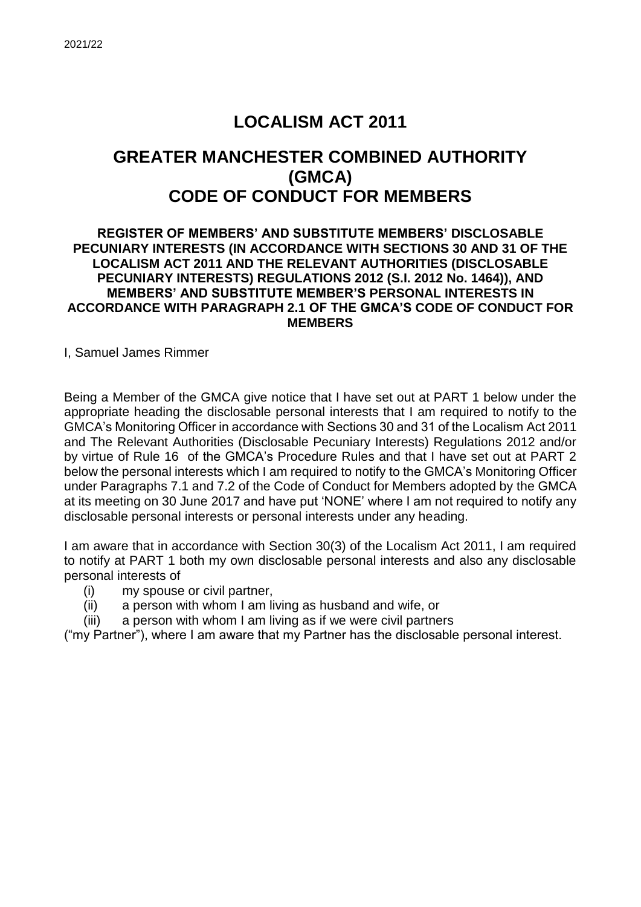2021/22

# LOCALISM ACT 2011

# GREATER MANCHESTER COMBINED AUTHORITY (GMCA) CODE OF CONDUCT FOR MEMBERS

**REGISTER OF MEMBERS' AND SUBSTITUTE MEMBERS' DISCLOSABLE PECUNIARY INTERESTS (IN ACCORDANCE WITH SECTIONS 30 AND 31 OF THE LOCALISM ACT 2011 AND THE RELEVANT AUTHORITIES (DISCLOSABLE PECUNIARY INTERESTS) REGULATIONS 2012 (S.I. 2012 No. 1464)), AND MEMBERS' AND SUBSTITUTE MEMBER'S PERSONAL INTERESTS IN ACCORDANCE WITH PARAGRAPH 2.1 OF THE GMCA'S CODE OF CONDUCT FOR MEMBERS**

I, Samuel James Rimmer

Being a Member of the GMCA give notice that I have set out at PART 1 below under the appropriate heading the disclosable personal interests that I am required to notify to the GMCA's Monitoring Officer in accordance with Sections 30 and 31 of the Localism Act 2011 and The Relevant Authorities (Disclosable Pecuniary Interests) Regulations 2012 and/or by virtue of Rule 16 of the GMCA's Procedure Rules and that I have set out at PART 2 below the personal interests which I am required to notify to the GMCA's Monitoring Officer under Paragraphs 7.1 and 7.2 of the Code of Conduct for Members adopted by the GMCA at its meeting on 30 June 2017 and have put 'NONE' where I am not required to notify any disclosable personal interests or personal interests under any heading.

I am aware that in accordance with Section 30(3) of the Localism Act 2011, I am required to notify at PART 1 both my own disclosable personal interests and also any disclosable personal interests of

(i) my spouse or civil partner,
(ii) a person with whom I am living as husband and wife, or
(iii) a person with whom I am living as if we were civil partners

("my Partner"), where I am aware that my Partner has the disclosable personal interest.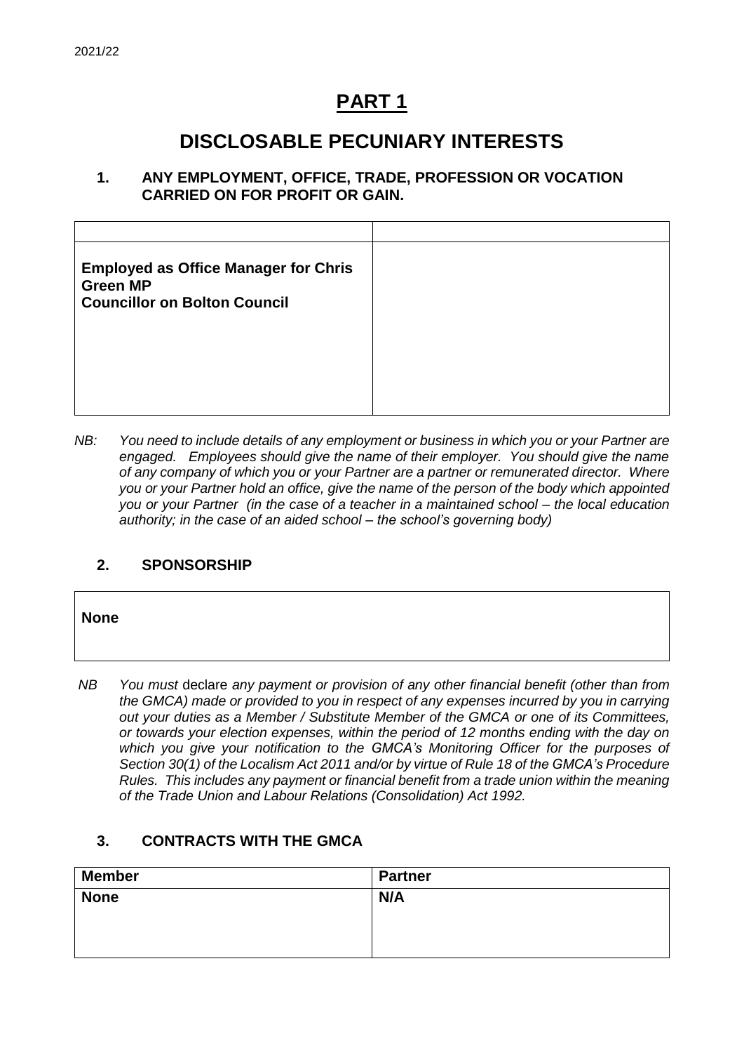# PART 1

## DISCLOSABLE PECUNIARY INTERESTS

### 1. ANY EMPLOYMENT, OFFICE, TRADE, PROFESSION OR VOCATION CARRIED ON FOR PROFIT OR GAIN.

| | |
|---|---|
| **Employed as Office Manager for Chris Green MP**<br>**Councillor on Bolton Council** | |

*NB: You need to include details of any employment or business in which you or your Partner are engaged. Employees should give the name of their employer. You should give the name of any company of which you or your Partner are a partner or remunerated director. Where you or your Partner hold an office, give the name of the person of the body which appointed you or your Partner (in the case of a teacher in a maintained school – the local education authority; in the case of an aided school – the school's governing body)*

### 2. SPONSORSHIP

| |
|---|
| **None** |

*NB You must* declare *any payment or provision of any other financial benefit (other than from the GMCA) made or provided to you in respect of any expenses incurred by you in carrying out your duties as a Member / Substitute Member of the GMCA or one of its Committees, or towards your election expenses, within the period of 12 months ending with the day on which you give your notification to the GMCA's Monitoring Officer for the purposes of Section 30(1) of the Localism Act 2011 and/or by virtue of Rule 18 of the GMCA's Procedure Rules. This includes any payment or financial benefit from a trade union within the meaning of the Trade Union and Labour Relations (Consolidation) Act 1992.*

### 3. CONTRACTS WITH THE GMCA

| Member | Partner |
|---|---|
| **None** | **N/A** |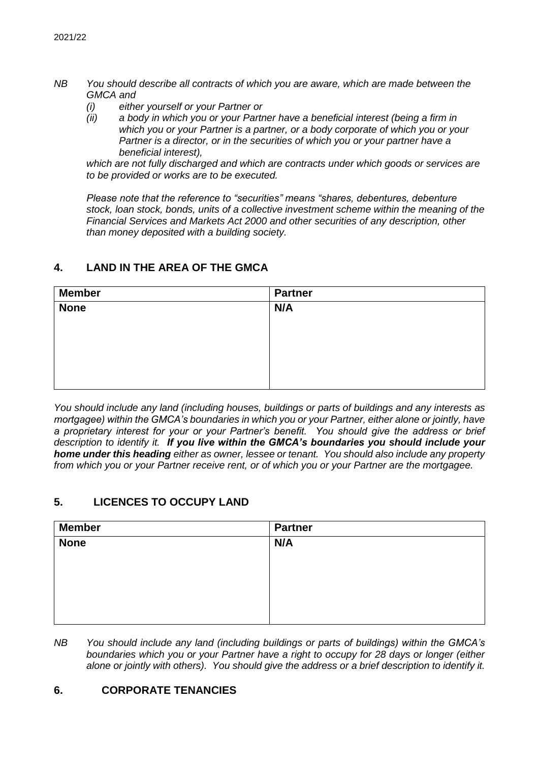*NB You should describe all contracts of which you are aware, which are made between the GMCA and*

*(i) either yourself or your Partner or*

*(ii) a body in which you or your Partner have a beneficial interest (being a firm in which you or your Partner is a partner, or a body corporate of which you or your Partner is a director, or in the securities of which you or your partner have a beneficial interest),*

*which are not fully discharged and which are contracts under which goods or services are to be provided or works are to be executed.*

*Please note that the reference to "securities" means "shares, debentures, debenture stock, loan stock, bonds, units of a collective investment scheme within the meaning of the Financial Services and Markets Act 2000 and other securities of any description, other than money deposited with a building society.*

## 4. LAND IN THE AREA OF THE GMCA

| Member | Partner |
|---|---|
| **None** | **N/A** |

*You should include any land (including houses, buildings or parts of buildings and any interests as mortgagee) within the GMCA's boundaries in which you or your Partner, either alone or jointly, have a proprietary interest for your or your Partner's benefit. You should give the address or brief description to identify it.* ***If you live within the GMCA's boundaries you should include your home under this heading*** *either as owner, lessee or tenant. You should also include any property from which you or your Partner receive rent, or of which you or your Partner are the mortgagee.*

## 5. LICENCES TO OCCUPY LAND

| Member | Partner |
|---|---|
| **None** | **N/A** |

*NB You should include any land (including buildings or parts of buildings) within the GMCA's boundaries which you or your Partner have a right to occupy for 28 days or longer (either alone or jointly with others). You should give the address or a brief description to identify it.*

## 6. CORPORATE TENANCIES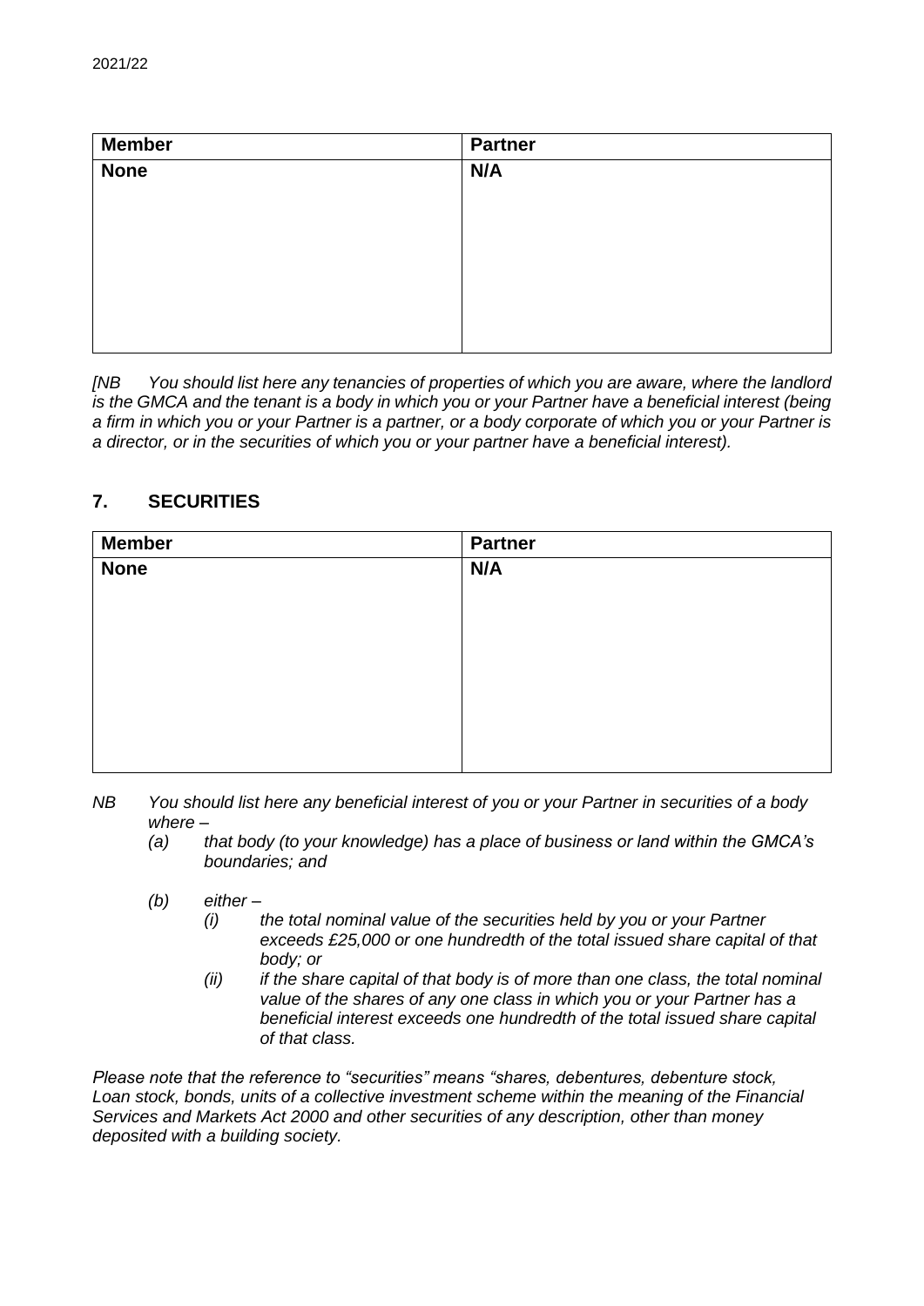| **Member** | **Partner** |
| --- | --- |
| **None** | **N/A** |

*[NB You should list here any tenancies of properties of which you are aware, where the landlord is the GMCA and the tenant is a body in which you or your Partner have a beneficial interest (being a firm in which you or your Partner is a partner, or a body corporate of which you or your Partner is a director, or in the securities of which you or your partner have a beneficial interest).*

## 7. SECURITIES

| **Member** | **Partner** |
| --- | --- |
| **None** | **N/A** |

*NB You should list here any beneficial interest of you or your Partner in securities of a body where –*

*(a) that body (to your knowledge) has a place of business or land within the GMCA's boundaries; and*

*(b) either –*

*(i) the total nominal value of the securities held by you or your Partner exceeds £25,000 or one hundredth of the total issued share capital of that body; or*

*(ii) if the share capital of that body is of more than one class, the total nominal value of the shares of any one class in which you or your Partner has a beneficial interest exceeds one hundredth of the total issued share capital of that class.*

*Please note that the reference to "securities" means "shares, debentures, debenture stock, Loan stock, bonds, units of a collective investment scheme within the meaning of the Financial Services and Markets Act 2000 and other securities of any description, other than money deposited with a building society.*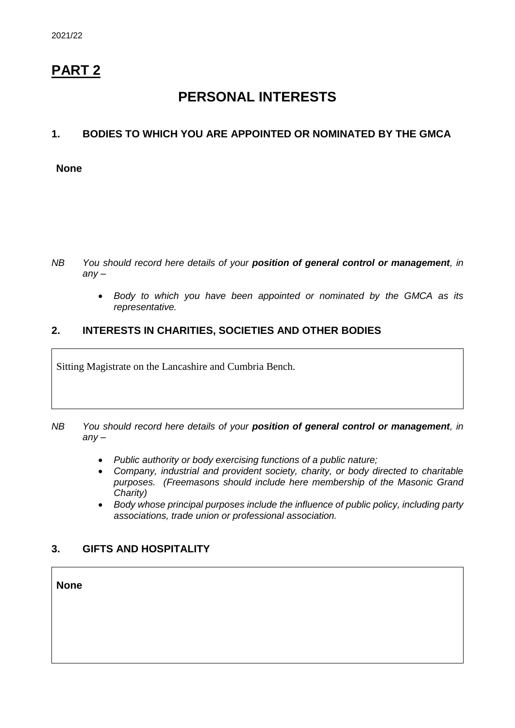2021/22

# PART 2

## PERSONAL INTERESTS

### 1. BODIES TO WHICH YOU ARE APPOINTED OR NOMINATED BY THE GMCA

**None**

*NB You should record here details of your* ***position of general control or management****, in any –*

- *Body to which you have been appointed or nominated by the GMCA as its representative.*

### 2. INTERESTS IN CHARITIES, SOCIETIES AND OTHER BODIES

Sitting Magistrate on the Lancashire and Cumbria Bench.

*NB You should record here details of your* ***position of general control or management****, in any –*

- *Public authority or body exercising functions of a public nature;*
- *Company, industrial and provident society, charity, or body directed to charitable purposes. (Freemasons should include here membership of the Masonic Grand Charity)*
- *Body whose principal purposes include the influence of public policy, including party associations, trade union or professional association.*

### 3. GIFTS AND HOSPITALITY

**None**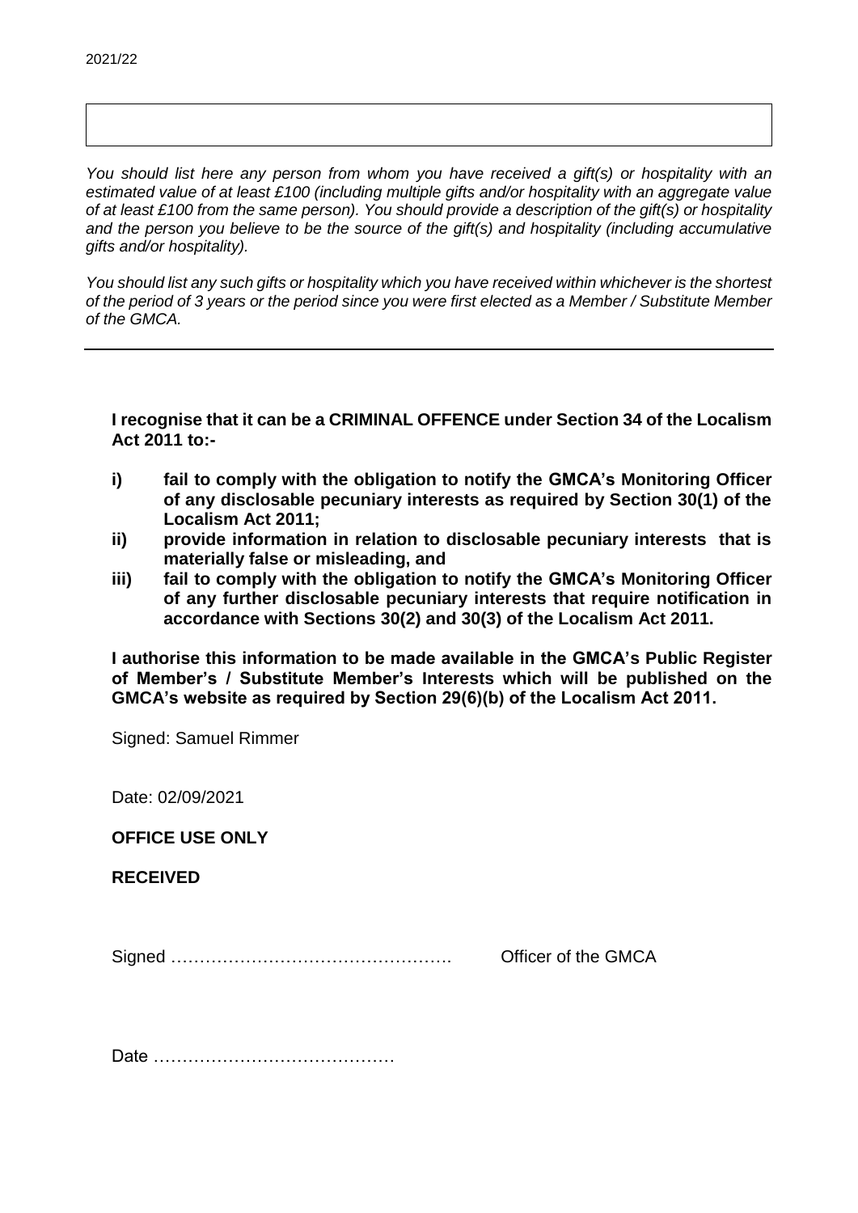2021/22

| |
|---|
| |

*You should list here any person from whom you have received a gift(s) or hospitality with an estimated value of at least £100 (including multiple gifts and/or hospitality with an aggregate value of at least £100 from the same person). You should provide a description of the gift(s) or hospitality and the person you believe to be the source of the gift(s) and hospitality (including accumulative gifts and/or hospitality).*

*You should list any such gifts or hospitality which you have received within whichever is the shortest of the period of 3 years or the period since you were first elected as a Member / Substitute Member of the GMCA.*

---

**I recognise that it can be a CRIMINAL OFFENCE under Section 34 of the Localism Act 2011 to:-**

- **i) fail to comply with the obligation to notify the GMCA's Monitoring Officer of any disclosable pecuniary interests as required by Section 30(1) of the Localism Act 2011;**
- **ii) provide information in relation to disclosable pecuniary interests that is materially false or misleading, and**
- **iii) fail to comply with the obligation to notify the GMCA's Monitoring Officer of any further disclosable pecuniary interests that require notification in accordance with Sections 30(2) and 30(3) of the Localism Act 2011.**

**I authorise this information to be made available in the GMCA's Public Register of Member's / Substitute Member's Interests which will be published on the GMCA's website as required by Section 29(6)(b) of the Localism Act 2011.**

Signed: Samuel Rimmer

Date: 02/09/2021

**OFFICE USE ONLY**

**RECEIVED**

Signed …………………………………………. Officer of the GMCA

Date ……………………………………